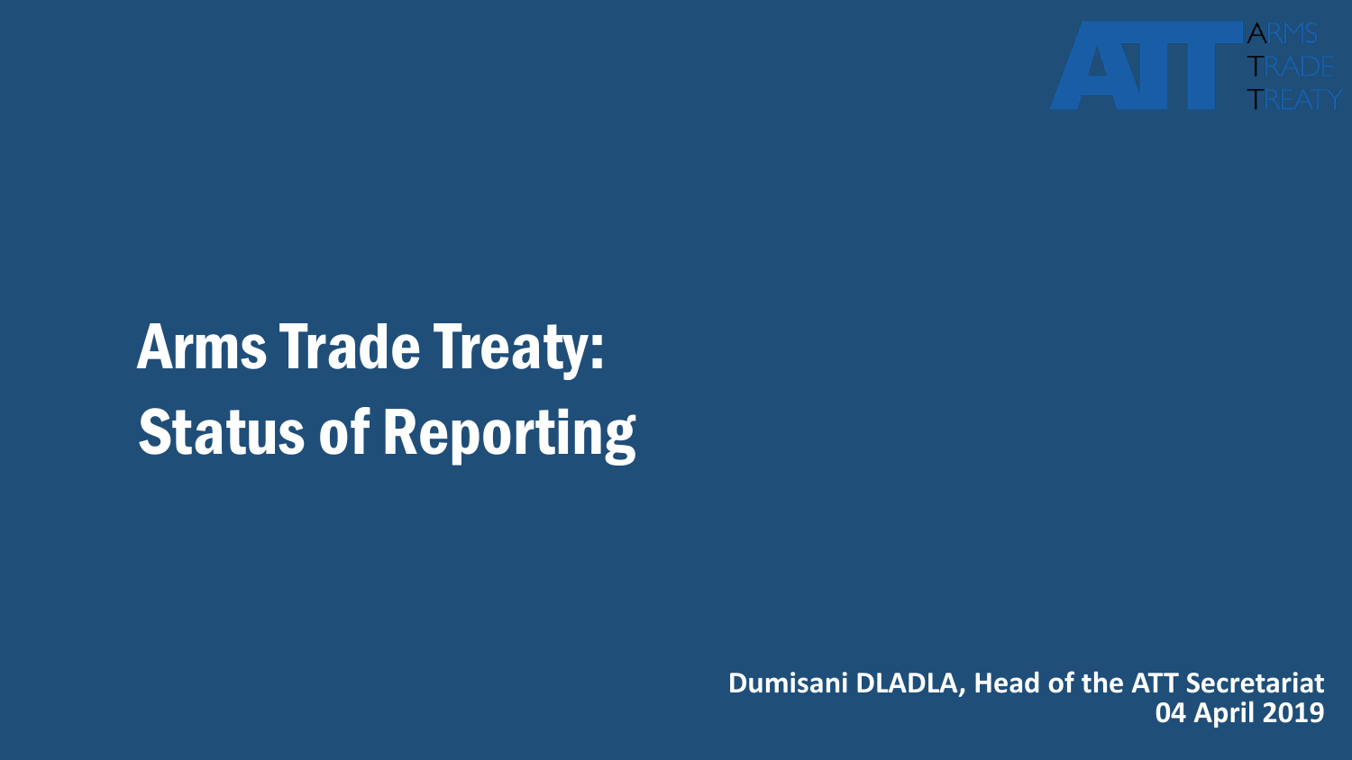ARMS TRADE TREATY

# Arms Trade Treaty: Status of Reporting

**Dumisani DLADLA, Head of the ATT Secretariat**
**04 April 2019**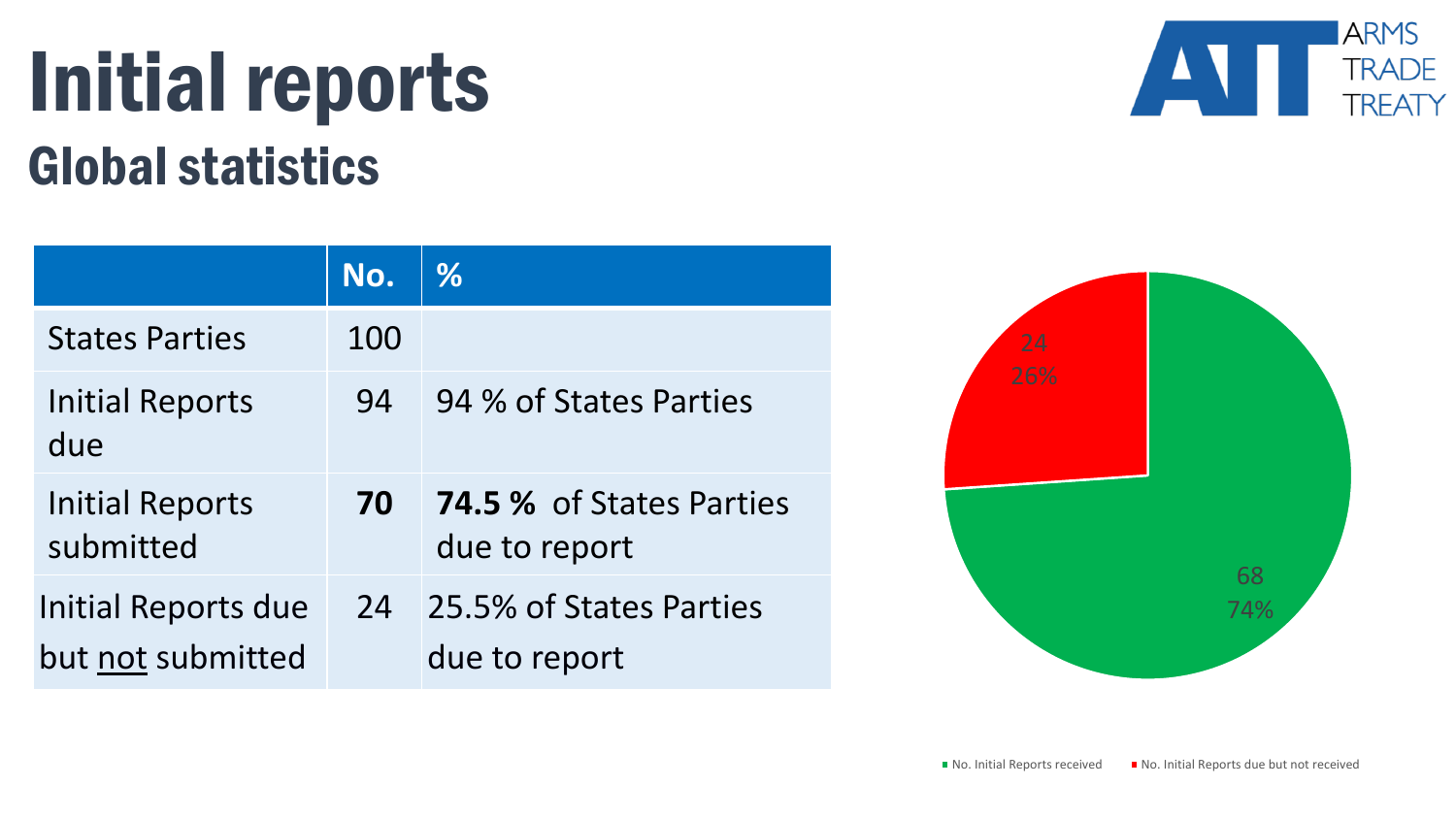# Initial reports

## Global statistics

ARMS TRADE TREATY

| | No. | % |
|---|---|---|
| States Parties | 100 | |
| Initial Reports due | 94 | 94 % of States Parties |
| Initial Reports submitted | **70** | **74.5 %** of States Parties due to report |
| Initial Reports due but not submitted | 24 | 25.5% of States Parties due to report |

24
26%

68
74%

No. Initial Reports received

No. Initial Reports due but not received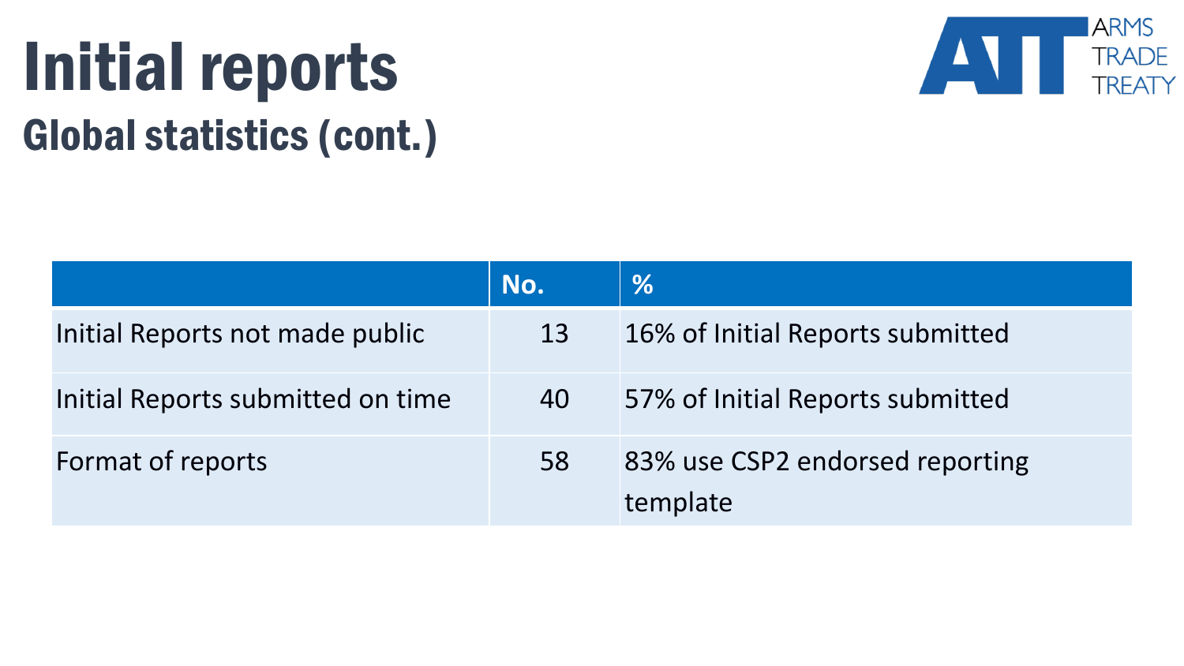# Initial reports

## Global statistics (cont.)

| | No. | % |
|---|---|---|
| Initial Reports not made public | 13 | 16% of Initial Reports submitted |
| Initial Reports submitted on time | 40 | 57% of Initial Reports submitted |
| Format of reports | 58 | 83% use CSP2 endorsed reporting template |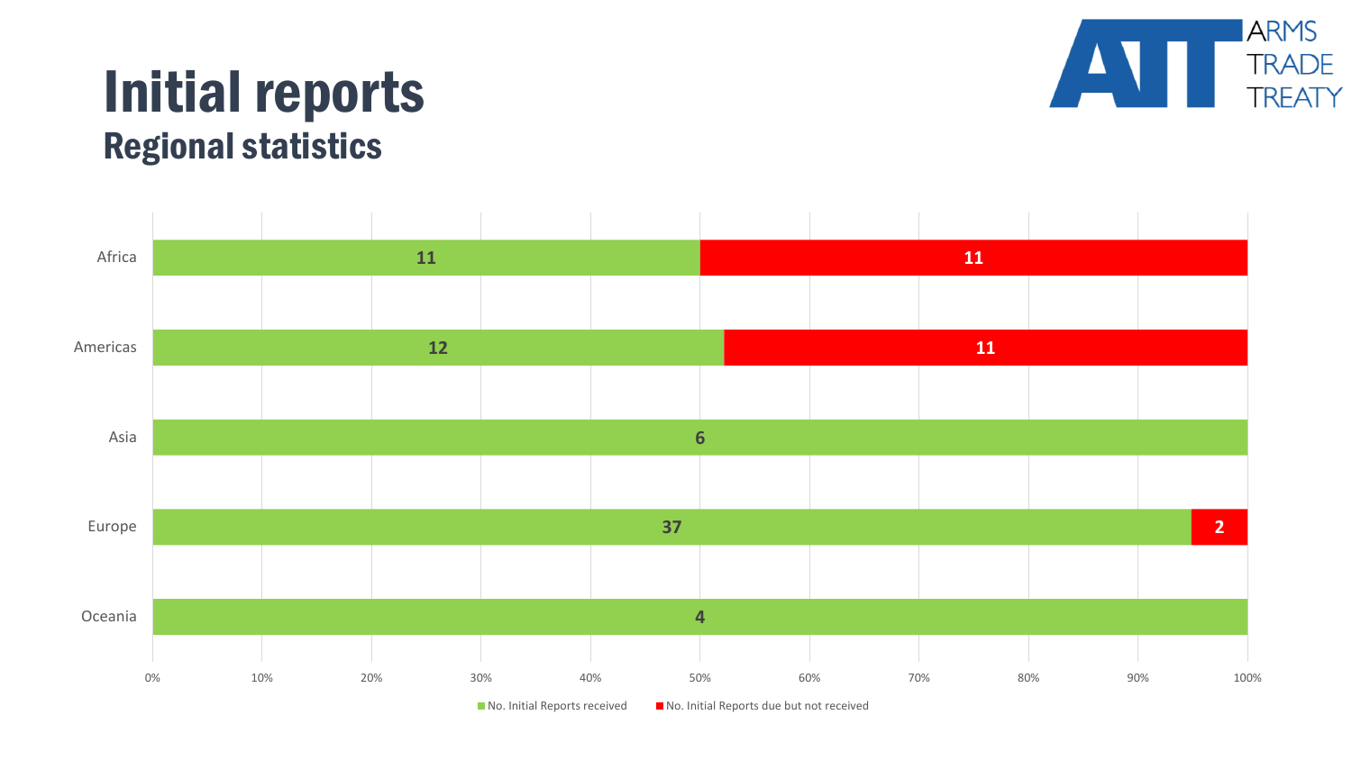# Initial reports

## Regional statistics

| Region | No. Initial Reports received | No. Initial Reports due but not received |
| --- | --- | --- |
| Africa | 11 | 11 |
| Americas | 12 | 11 |
| Asia | 6 | |
| Europe | 37 | 2 |
| Oceania | 4 | |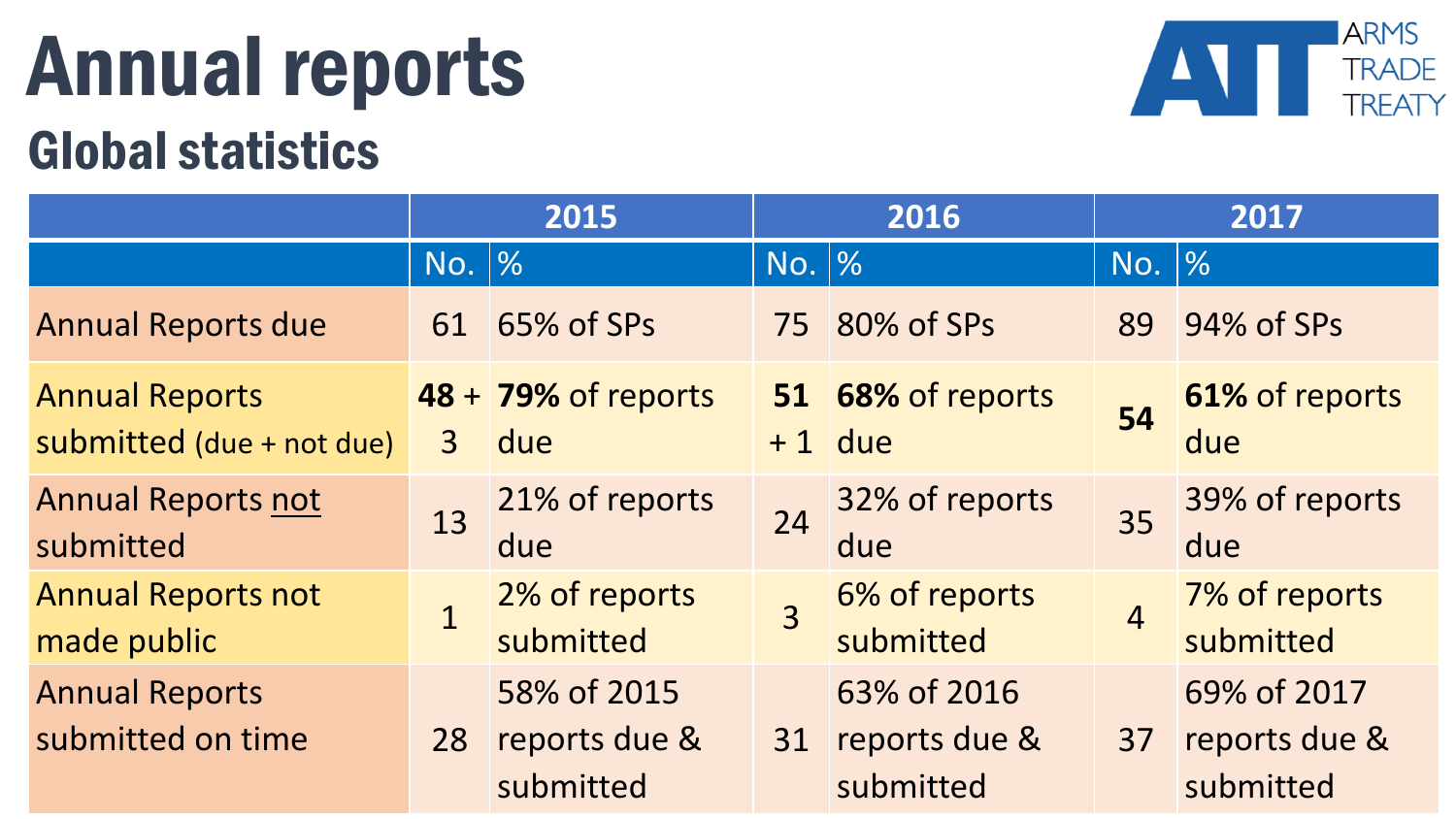# Annual reports

## Global statistics

ARMS TRADE TREATY

| | 2015 | | 2016 | | 2017 | |
|---|---|---|---|---|---|---|
| | No. | % | No. | % | No. | % |
| Annual Reports due | 61 | 65% of SPs | 75 | 80% of SPs | 89 | 94% of SPs |
| Annual Reports submitted (due + not due) | **48** + 3 | **79%** of reports due | **51** + 1 | **68%** of reports due | **54** | **61%** of reports due |
| Annual Reports not submitted | 13 | 21% of reports due | 24 | 32% of reports due | 35 | 39% of reports due |
| Annual Reports not made public | 1 | 2% of reports submitted | 3 | 6% of reports submitted | 4 | 7% of reports submitted |
| Annual Reports submitted on time | 28 | 58% of 2015 reports due & submitted | 31 | 63% of 2016 reports due & submitted | 37 | 69% of 2017 reports due & submitted |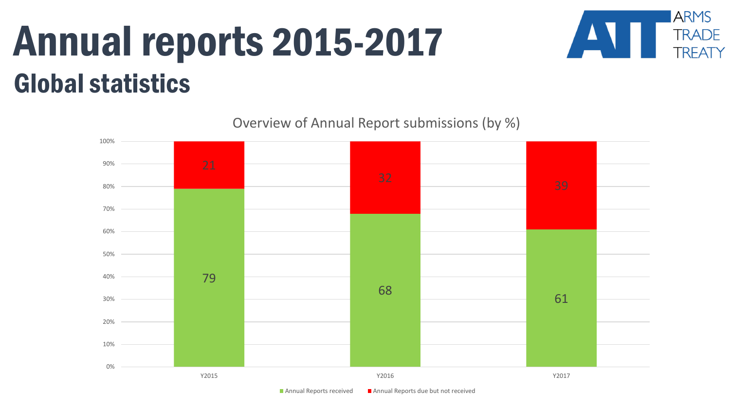# Annual reports 2015-2017

## Global statistics

ARMS TRADE TREATY

Overview of Annual Report submissions (by %)

| | Y2015 | Y2016 | Y2017 |
|---|---|---|---|
| Annual Reports received | 79 | 68 | 61 |
| Annual Reports due but not received | 21 | 32 | 39 |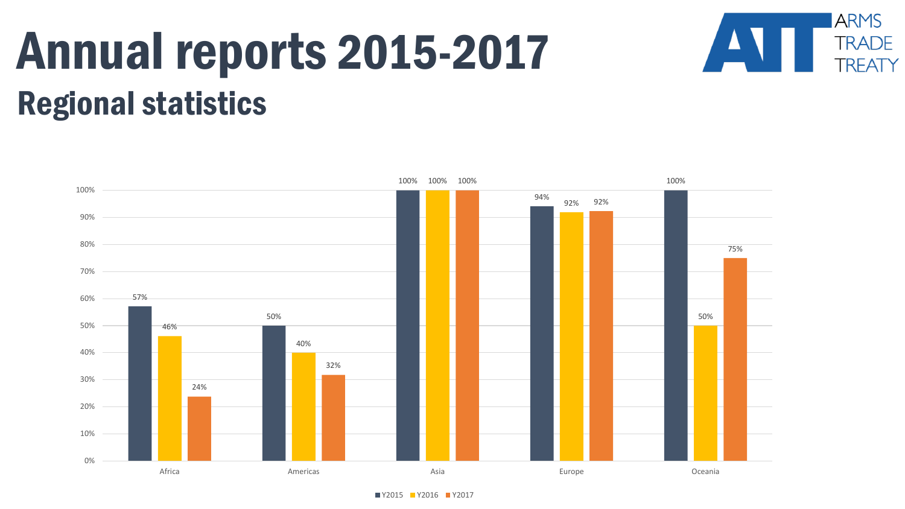# Annual reports 2015-2017

## Regional statistics

ARMS TRADE TREATY

100%
90%
80%
70%
60%
50%
40%
30%
20%
10%
0%

Africa: 57% 46% 24%

Americas: 50% 40% 32%

Asia: 100% 100% 100%

Europe: 94% 92% 92%

Oceania: 100% 50% 75%

Y2015 Y2016 Y2017